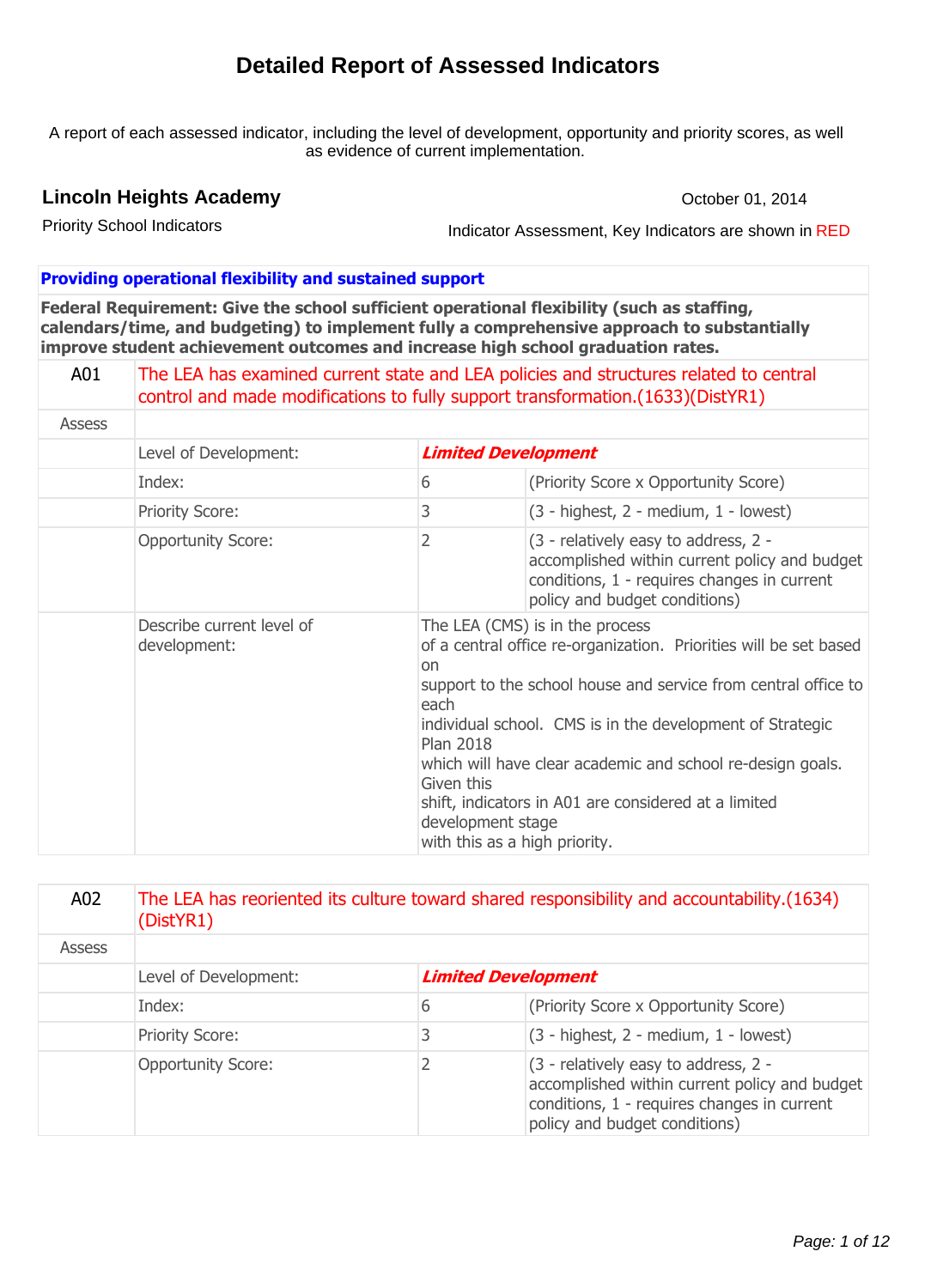# Detailed Report of Assessed Indicators

A report of each assessed indicator, including the level of development, opportunity and priority scores, as well as evidence of current implementation.

**Lincoln Heights Academy**

October 01, 2014

Priority School Indicators

Indicator Assessment, Key Indicators are shown in RED

## Providing operational flexibility and sustained support

**Federal Requirement: Give the school sufficient operational flexibility (such as staffing, calendars/time, and budgeting) to implement fully a comprehensive approach to substantially improve student achievement outcomes and increase high school graduation rates.**

| A01 | The LEA has examined current state and LEA policies and structures related to central control and made modifications to fully support transformation.(1633)(DistYR1) | | |
|---|---|---|---|
| Assess | | | |
| | Level of Development: | ***Limited Development*** | |
| | Index: | 6 | (Priority Score x Opportunity Score) |
| | Priority Score: | 3 | (3 - highest, 2 - medium, 1 - lowest) |
| | Opportunity Score: | 2 | (3 - relatively easy to address, 2 - accomplished within current policy and budget conditions, 1 - requires changes in current policy and budget conditions) |
| | Describe current level of development: | The LEA (CMS) is in the process of a central office re-organization. Priorities will be set based on support to the school house and service from central office to each individual school. CMS is in the development of Strategic Plan 2018 which will have clear academic and school re-design goals. Given this shift, indicators in A01 are considered at a limited development stage with this as a high priority. | |

| A02 | The LEA has reoriented its culture toward shared responsibility and accountability.(1634)(DistYR1) | | |
|---|---|---|---|
| Assess | | | |
| | Level of Development: | ***Limited Development*** | |
| | Index: | 6 | (Priority Score x Opportunity Score) |
| | Priority Score: | 3 | (3 - highest, 2 - medium, 1 - lowest) |
| | Opportunity Score: | 2 | (3 - relatively easy to address, 2 - accomplished within current policy and budget conditions, 1 - requires changes in current policy and budget conditions) |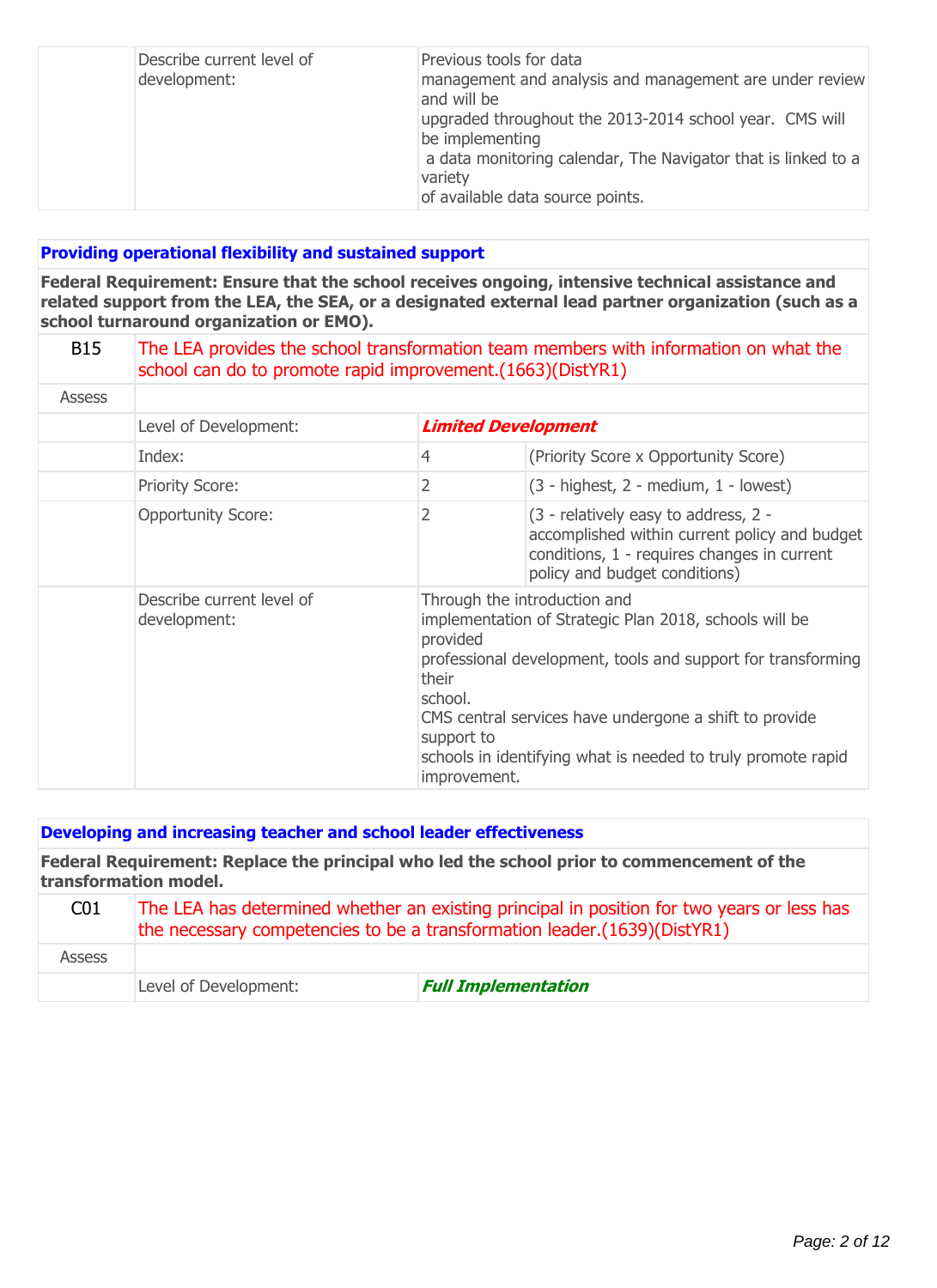| | Describe current level of development: | Previous tools for data management and analysis and management are under review and will be upgraded throughout the 2013-2014 school year. CMS will be implementing a data monitoring calendar, The Navigator that is linked to a variety of available data source points. |
|---|---|---|

## Providing operational flexibility and sustained support

**Federal Requirement: Ensure that the school receives ongoing, intensive technical assistance and related support from the LEA, the SEA, or a designated external lead partner organization (such as a school turnaround organization or EMO).**

| B15 | The LEA provides the school transformation team members with information on what the school can do to promote rapid improvement.(1663)(DistYR1) | | |
|---|---|---|---|
| Assess | | | |
| | Level of Development: | ***Limited Development*** | |
| | Index: | 4 | (Priority Score x Opportunity Score) |
| | Priority Score: | 2 | (3 - highest, 2 - medium, 1 - lowest) |
| | Opportunity Score: | 2 | (3 - relatively easy to address, 2 - accomplished within current policy and budget conditions, 1 - requires changes in current policy and budget conditions) |
| | Describe current level of development: | Through the introduction and implementation of Strategic Plan 2018, schools will be provided professional development, tools and support for transforming their school. CMS central services have undergone a shift to provide support to schools in identifying what is needed to truly promote rapid improvement. | |

## Developing and increasing teacher and school leader effectiveness

**Federal Requirement: Replace the principal who led the school prior to commencement of the transformation model.**

| C01 | The LEA has determined whether an existing principal in position for two years or less has the necessary competencies to be a transformation leader.(1639)(DistYR1) | |
|---|---|---|
| Assess | | |
| | Level of Development: | ***Full Implementation*** |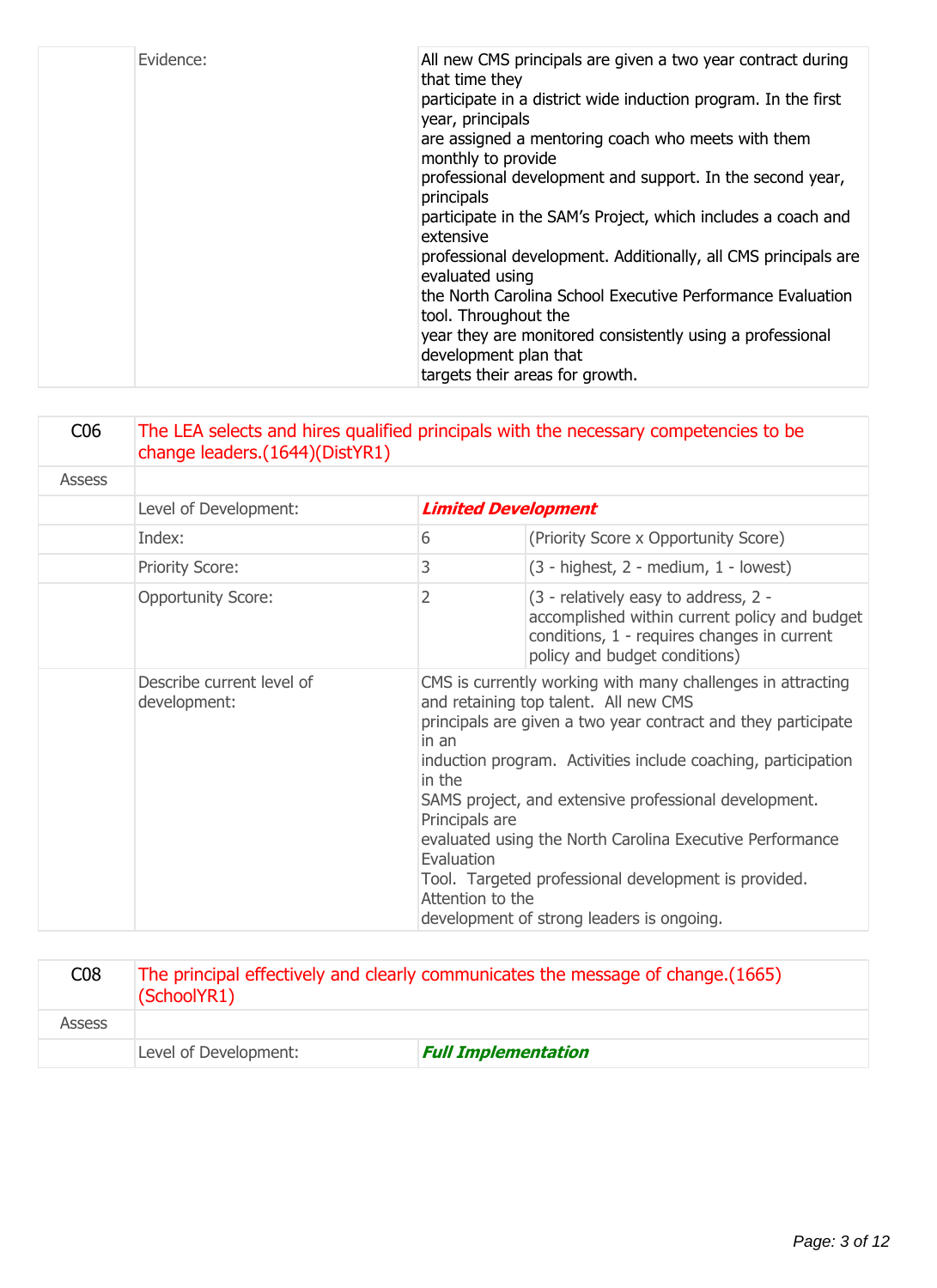| | Evidence: | All new CMS principals are given a two year contract during that time they participate in a district wide induction program. In the first year, principals are assigned a mentoring coach who meets with them monthly to provide professional development and support. In the second year, principals participate in the SAM's Project, which includes a coach and extensive professional development. Additionally, all CMS principals are evaluated using the North Carolina School Executive Performance Evaluation tool. Throughout the year they are monitored consistently using a professional development plan that targets their areas for growth. |
|---|---|---|

| C06 | The LEA selects and hires qualified principals with the necessary competencies to be change leaders.(1644)(DistYR1) | | |
|---|---|---|---|
| Assess | | | |
| | Level of Development: | ***Limited Development*** | |
| | Index: | 6 | (Priority Score x Opportunity Score) |
| | Priority Score: | 3 | (3 - highest, 2 - medium, 1 - lowest) |
| | Opportunity Score: | 2 | (3 - relatively easy to address, 2 - accomplished within current policy and budget conditions, 1 - requires changes in current policy and budget conditions) |
| | Describe current level of development: | CMS is currently working with many challenges in attracting and retaining top talent. All new CMS principals are given a two year contract and they participate in an induction program. Activities include coaching, participation in the SAMS project, and extensive professional development. Principals are evaluated using the North Carolina Executive Performance Evaluation Tool. Targeted professional development is provided. Attention to the development of strong leaders is ongoing. | |

| C08 | The principal effectively and clearly communicates the message of change.(1665)(SchoolYR1) |
|---|---|
| Assess | | |
| | Level of Development: | ***Full Implementation*** |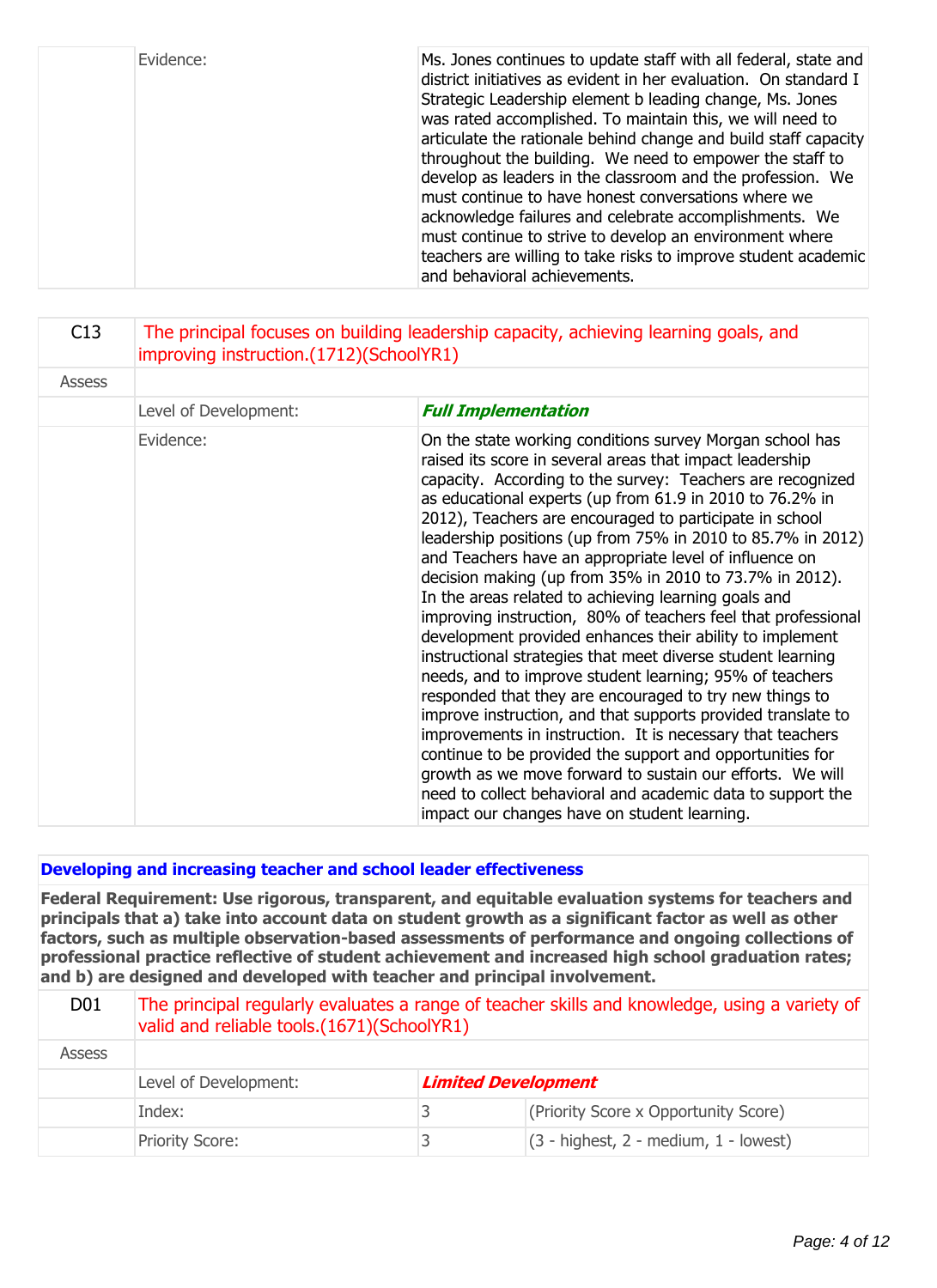| | | |
|---|---|---|
| | Evidence: | Ms. Jones continues to update staff with all federal, state and district initiatives as evident in her evaluation. On standard I Strategic Leadership element b leading change, Ms. Jones was rated accomplished. To maintain this, we will need to articulate the rationale behind change and build staff capacity throughout the building. We need to empower the staff to develop as leaders in the classroom and the profession. We must continue to have honest conversations where we acknowledge failures and celebrate accomplishments. We must continue to strive to develop an environment where teachers are willing to take risks to improve student academic and behavioral achievements. |

| C13 | The principal focuses on building leadership capacity, achieving learning goals, and improving instruction.(1712)(SchoolYR1) | |
|---|---|---|
| Assess | | |
| | Level of Development: | ***Full Implementation*** |
| | Evidence: | On the state working conditions survey Morgan school has raised its score in several areas that impact leadership capacity. According to the survey: Teachers are recognized as educational experts (up from 61.9 in 2010 to 76.2% in 2012), Teachers are encouraged to participate in school leadership positions (up from 75% in 2010 to 85.7% in 2012) and Teachers have an appropriate level of influence on decision making (up from 35% in 2010 to 73.7% in 2012). In the areas related to achieving learning goals and improving instruction, 80% of teachers feel that professional development provided enhances their ability to implement instructional strategies that meet diverse student learning needs, and to improve student learning; 95% of teachers responded that they are encouraged to try new things to improve instruction, and that supports provided translate to improvements in instruction. It is necessary that teachers continue to be provided the support and opportunities for growth as we move forward to sustain our efforts. We will need to collect behavioral and academic data to support the impact our changes have on student learning. |

**Developing and increasing teacher and school leader effectiveness**

**Federal Requirement: Use rigorous, transparent, and equitable evaluation systems for teachers and principals that a) take into account data on student growth as a significant factor as well as other factors, such as multiple observation-based assessments of performance and ongoing collections of professional practice reflective of student achievement and increased high school graduation rates; and b) are designed and developed with teacher and principal involvement.**

| D01 | The principal regularly evaluates a range of teacher skills and knowledge, using a variety of valid and reliable tools.(1671)(SchoolYR1) | | |
|---|---|---|---|
| Assess | | | |
| | Level of Development: | ***Limited Development*** | |
| | Index: | 3 | (Priority Score x Opportunity Score) |
| | Priority Score: | 3 | (3 - highest, 2 - medium, 1 - lowest) |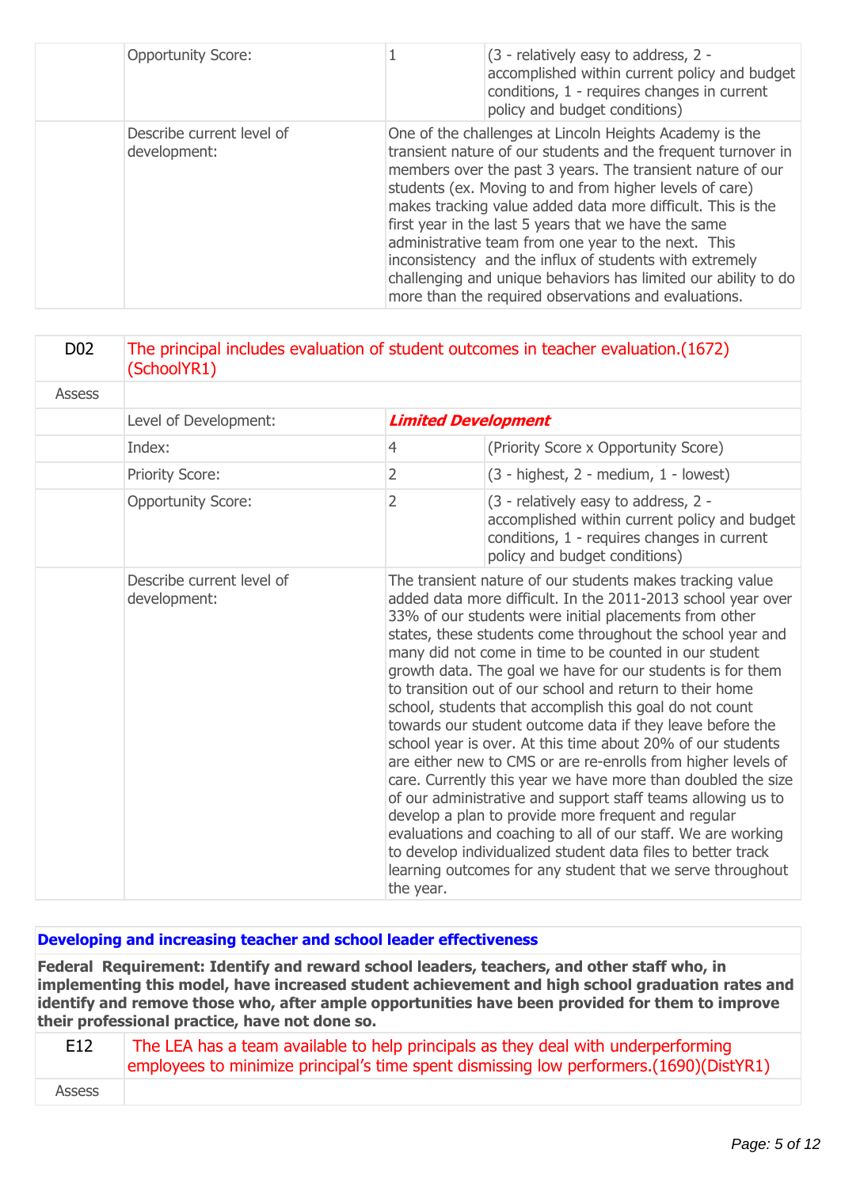| | | | |
|---|---|---|---|
| | Opportunity Score: | 1 | (3 - relatively easy to address, 2 - accomplished within current policy and budget conditions, 1 - requires changes in current policy and budget conditions) |
| | Describe current level of development: | One of the challenges at Lincoln Heights Academy is the transient nature of our students and the frequent turnover in members over the past 3 years. The transient nature of our students (ex. Moving to and from higher levels of care) makes tracking value added data more difficult. This is the first year in the last 5 years that we have the same administrative team from one year to the next. This inconsistency and the influx of students with extremely challenging and unique behaviors has limited our ability to do more than the required observations and evaluations. | |

| | | | |
|---|---|---|---|
| D02 | The principal includes evaluation of student outcomes in teacher evaluation.(1672)(SchoolYR1) | | |
| Assess | | | |
| | Level of Development: | ***Limited Development*** | |
| | Index: | 4 | (Priority Score x Opportunity Score) |
| | Priority Score: | 2 | (3 - highest, 2 - medium, 1 - lowest) |
| | Opportunity Score: | 2 | (3 - relatively easy to address, 2 - accomplished within current policy and budget conditions, 1 - requires changes in current policy and budget conditions) |
| | Describe current level of development: | The transient nature of our students makes tracking value added data more difficult. In the 2011-2013 school year over 33% of our students were initial placements from other states, these students come throughout the school year and many did not come in time to be counted in our student growth data. The goal we have for our students is for them to transition out of our school and return to their home school, students that accomplish this goal do not count towards our student outcome data if they leave before the school year is over. At this time about 20% of our students are either new to CMS or are re-enrolls from higher levels of care. Currently this year we have more than doubled the size of our administrative and support staff teams allowing us to develop a plan to provide more frequent and regular evaluations and coaching to all of our staff. We are working to develop individualized student data files to better track learning outcomes for any student that we serve throughout the year. | |

**Developing and increasing teacher and school leader effectiveness**

**Federal Requirement: Identify and reward school leaders, teachers, and other staff who, in implementing this model, have increased student achievement and high school graduation rates and identify and remove those who, after ample opportunities have been provided for them to improve their professional practice, have not done so.**

| | |
|---|---|
| E12 | The LEA has a team available to help principals as they deal with underperforming employees to minimize principal's time spent dismissing low performers.(1690)(DistYR1) |
| Assess | |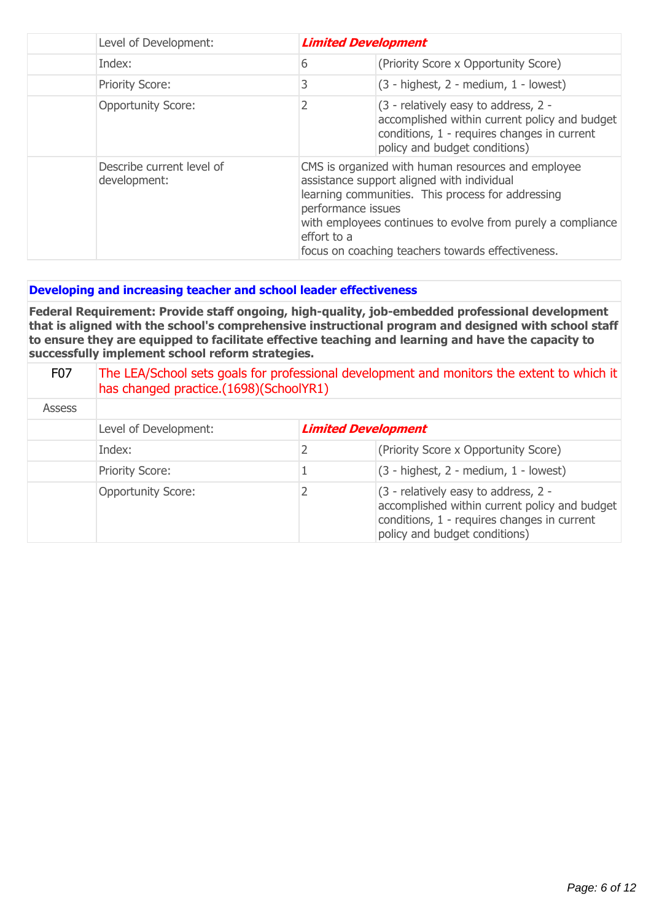| | Level of Development: | ***Limited Development*** | |
|---|---|---|---|
| | Index: | 6 | (Priority Score x Opportunity Score) |
| | Priority Score: | 3 | (3 - highest, 2 - medium, 1 - lowest) |
| | Opportunity Score: | 2 | (3 - relatively easy to address, 2 - accomplished within current policy and budget conditions, 1 - requires changes in current policy and budget conditions) |
| | Describe current level of development: | CMS is organized with human resources and employee assistance support aligned with individual learning communities. This process for addressing performance issues with employees continues to evolve from purely a compliance effort to a focus on coaching teachers towards effectiveness. | |

**Developing and increasing teacher and school leader effectiveness**

**Federal Requirement: Provide staff ongoing, high-quality, job-embedded professional development that is aligned with the school's comprehensive instructional program and designed with school staff to ensure they are equipped to facilitate effective teaching and learning and have the capacity to successfully implement school reform strategies.**

| F07 | The LEA/School sets goals for professional development and monitors the extent to which it has changed practice.(1698)(SchoolYR1) | | |
|---|---|---|---|
| Assess | | | |
| | Level of Development: | ***Limited Development*** | |
| | Index: | 2 | (Priority Score x Opportunity Score) |
| | Priority Score: | 1 | (3 - highest, 2 - medium, 1 - lowest) |
| | Opportunity Score: | 2 | (3 - relatively easy to address, 2 - accomplished within current policy and budget conditions, 1 - requires changes in current policy and budget conditions) |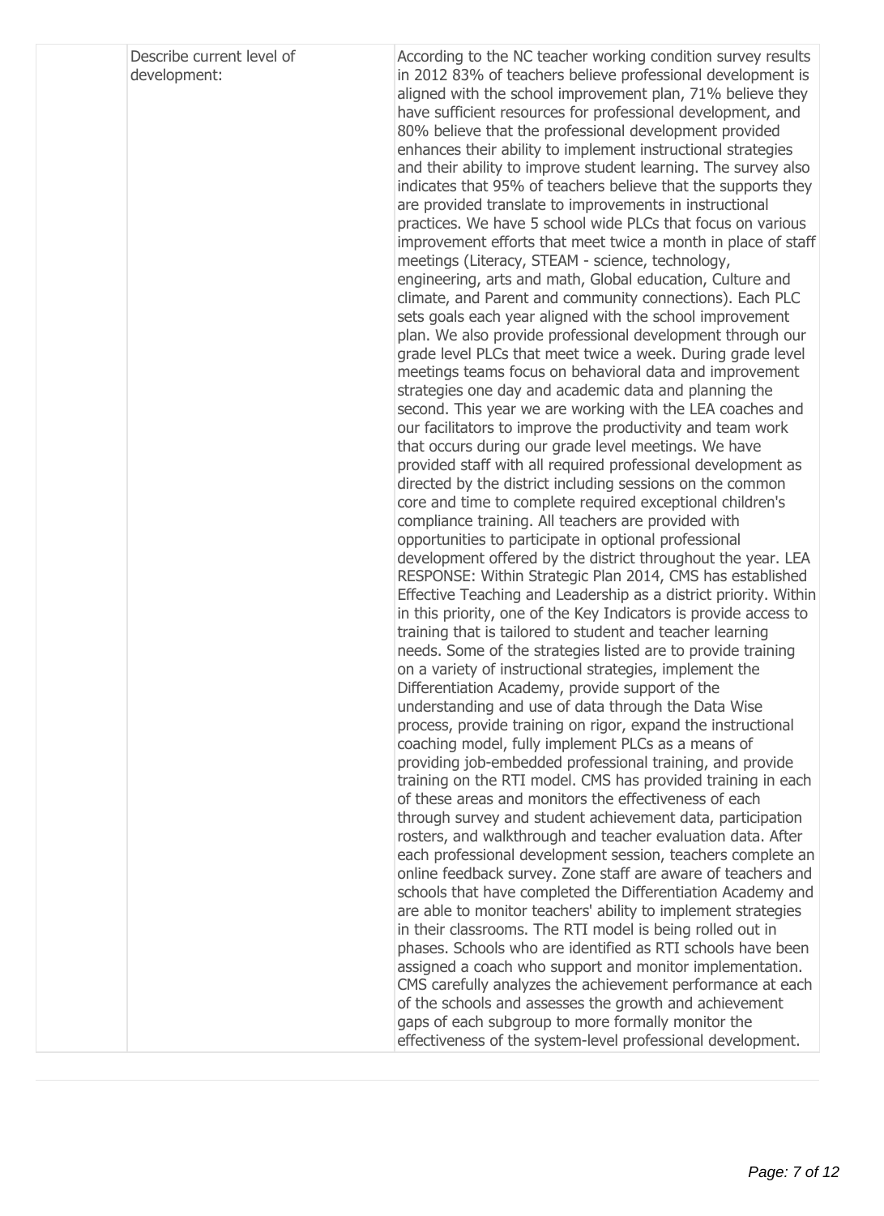| | Describe current level of development: | According to the NC teacher working condition survey results in 2012 83% of teachers believe professional development is aligned with the school improvement plan, 71% believe they have sufficient resources for professional development, and 80% believe that the professional development provided enhances their ability to implement instructional strategies and their ability to improve student learning. The survey also indicates that 95% of teachers believe that the supports they are provided translate to improvements in instructional practices. We have 5 school wide PLCs that focus on various improvement efforts that meet twice a month in place of staff meetings (Literacy, STEAM - science, technology, engineering, arts and math, Global education, Culture and climate, and Parent and community connections). Each PLC sets goals each year aligned with the school improvement plan. We also provide professional development through our grade level PLCs that meet twice a week. During grade level meetings teams focus on behavioral data and improvement strategies one day and academic data and planning the second. This year we are working with the LEA coaches and our facilitators to improve the productivity and team work that occurs during our grade level meetings. We have provided staff with all required professional development as directed by the district including sessions on the common core and time to complete required exceptional children's compliance training. All teachers are provided with opportunities to participate in optional professional development offered by the district throughout the year. LEA RESPONSE: Within Strategic Plan 2014, CMS has established Effective Teaching and Leadership as a district priority. Within in this priority, one of the Key Indicators is provide access to training that is tailored to student and teacher learning needs. Some of the strategies listed are to provide training on a variety of instructional strategies, implement the Differentiation Academy, provide support of the understanding and use of data through the Data Wise process, provide training on rigor, expand the instructional coaching model, fully implement PLCs as a means of providing job-embedded professional training, and provide training on the RTI model. CMS has provided training in each of these areas and monitors the effectiveness of each through survey and student achievement data, participation rosters, and walkthrough and teacher evaluation data. After each professional development session, teachers complete an online feedback survey. Zone staff are aware of teachers and schools that have completed the Differentiation Academy and are able to monitor teachers' ability to implement strategies in their classrooms. The RTI model is being rolled out in phases. Schools who are identified as RTI schools have been assigned a coach who support and monitor implementation. CMS carefully analyzes the achievement performance at each of the schools and assesses the growth and achievement gaps of each subgroup to more formally monitor the effectiveness of the system-level professional development. |
|---|---|---|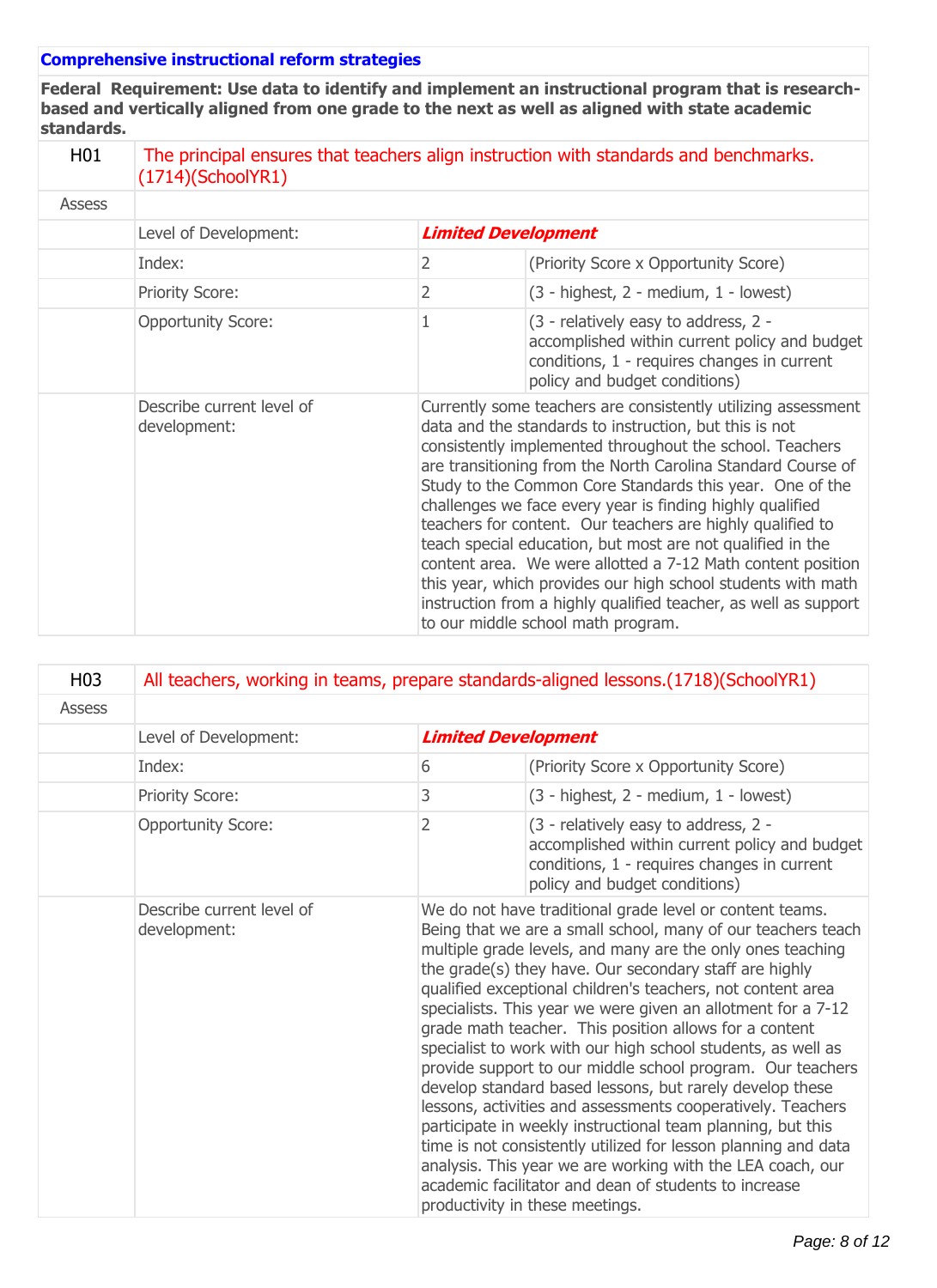**Comprehensive instructional reform strategies**

**Federal Requirement: Use data to identify and implement an instructional program that is research-based and vertically aligned from one grade to the next as well as aligned with state academic standards.**

| H01 | The principal ensures that teachers align instruction with standards and benchmarks.(1714)(SchoolYR1) | | |
|---|---|---|---|
| Assess | | | |
| | Level of Development: | ***Limited Development*** | |
| | Index: | 2 | (Priority Score x Opportunity Score) |
| | Priority Score: | 2 | (3 - highest, 2 - medium, 1 - lowest) |
| | Opportunity Score: | 1 | (3 - relatively easy to address, 2 - accomplished within current policy and budget conditions, 1 - requires changes in current policy and budget conditions) |
| | Describe current level of development: | Currently some teachers are consistently utilizing assessment data and the standards to instruction, but this is not consistently implemented throughout the school. Teachers are transitioning from the North Carolina Standard Course of Study to the Common Core Standards this year. One of the challenges we face every year is finding highly qualified teachers for content. Our teachers are highly qualified to teach special education, but most are not qualified in the content area. We were allotted a 7-12 Math content position this year, which provides our high school students with math instruction from a highly qualified teacher, as well as support to our middle school math program. | |

| H03 | All teachers, working in teams, prepare standards-aligned lessons.(1718)(SchoolYR1) | | |
|---|---|---|---|
| Assess | | | |
| | Level of Development: | ***Limited Development*** | |
| | Index: | 6 | (Priority Score x Opportunity Score) |
| | Priority Score: | 3 | (3 - highest, 2 - medium, 1 - lowest) |
| | Opportunity Score: | 2 | (3 - relatively easy to address, 2 - accomplished within current policy and budget conditions, 1 - requires changes in current policy and budget conditions) |
| | Describe current level of development: | We do not have traditional grade level or content teams. Being that we are a small school, many of our teachers teach multiple grade levels, and many are the only ones teaching the grade(s) they have. Our secondary staff are highly qualified exceptional children's teachers, not content area specialists. This year we were given an allotment for a 7-12 grade math teacher. This position allows for a content specialist to work with our high school students, as well as provide support to our middle school program. Our teachers develop standard based lessons, but rarely develop these lessons, activities and assessments cooperatively. Teachers participate in weekly instructional team planning, but this time is not consistently utilized for lesson planning and data analysis. This year we are working with the LEA coach, our academic facilitator and dean of students to increase productivity in these meetings. | |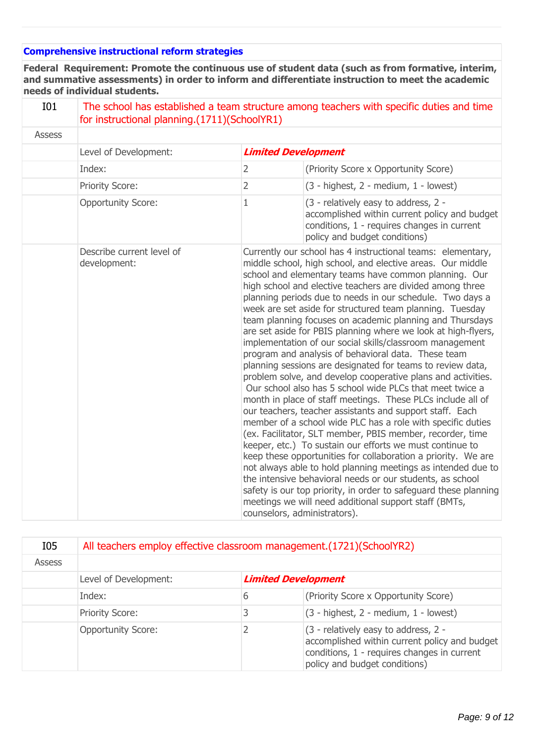### Comprehensive instructional reform strategies

**Federal Requirement: Promote the continuous use of student data (such as from formative, interim, and summative assessments) in order to inform and differentiate instruction to meet the academic needs of individual students.**

| I01 | The school has established a team structure among teachers with specific duties and time for instructional planning.(1711)(SchoolYR1) | | |
|---|---|---|---|
| Assess | | | |
| | Level of Development: | ***Limited Development*** | |
| | Index: | 2 | (Priority Score x Opportunity Score) |
| | Priority Score: | 2 | (3 - highest, 2 - medium, 1 - lowest) |
| | Opportunity Score: | 1 | (3 - relatively easy to address, 2 - accomplished within current policy and budget conditions, 1 - requires changes in current policy and budget conditions) |
| | Describe current level of development: | Currently our school has 4 instructional teams: elementary, middle school, high school, and elective areas. Our middle school and elementary teams have common planning. Our high school and elective teachers are divided among three planning periods due to needs in our schedule. Two days a week are set aside for structured team planning. Tuesday team planning focuses on academic planning and Thursdays are set aside for PBIS planning where we look at high-flyers, implementation of our social skills/classroom management program and analysis of behavioral data. These team planning sessions are designated for teams to review data, problem solve, and develop cooperative plans and activities. Our school also has 5 school wide PLCs that meet twice a month in place of staff meetings. These PLCs include all of our teachers, teacher assistants and support staff. Each member of a school wide PLC has a role with specific duties (ex. Facilitator, SLT member, PBIS member, recorder, time keeper, etc.) To sustain our efforts we must continue to keep these opportunities for collaboration a priority. We are not always able to hold planning meetings as intended due to the intensive behavioral needs or our students, as school safety is our top priority, in order to safeguard these planning meetings we will need additional support staff (BMTs, counselors, administrators). | |

| I05 | All teachers employ effective classroom management.(1721)(SchoolYR2) | | |
|---|---|---|---|
| Assess | | | |
| | Level of Development: | ***Limited Development*** | |
| | Index: | 6 | (Priority Score x Opportunity Score) |
| | Priority Score: | 3 | (3 - highest, 2 - medium, 1 - lowest) |
| | Opportunity Score: | 2 | (3 - relatively easy to address, 2 - accomplished within current policy and budget conditions, 1 - requires changes in current policy and budget conditions) |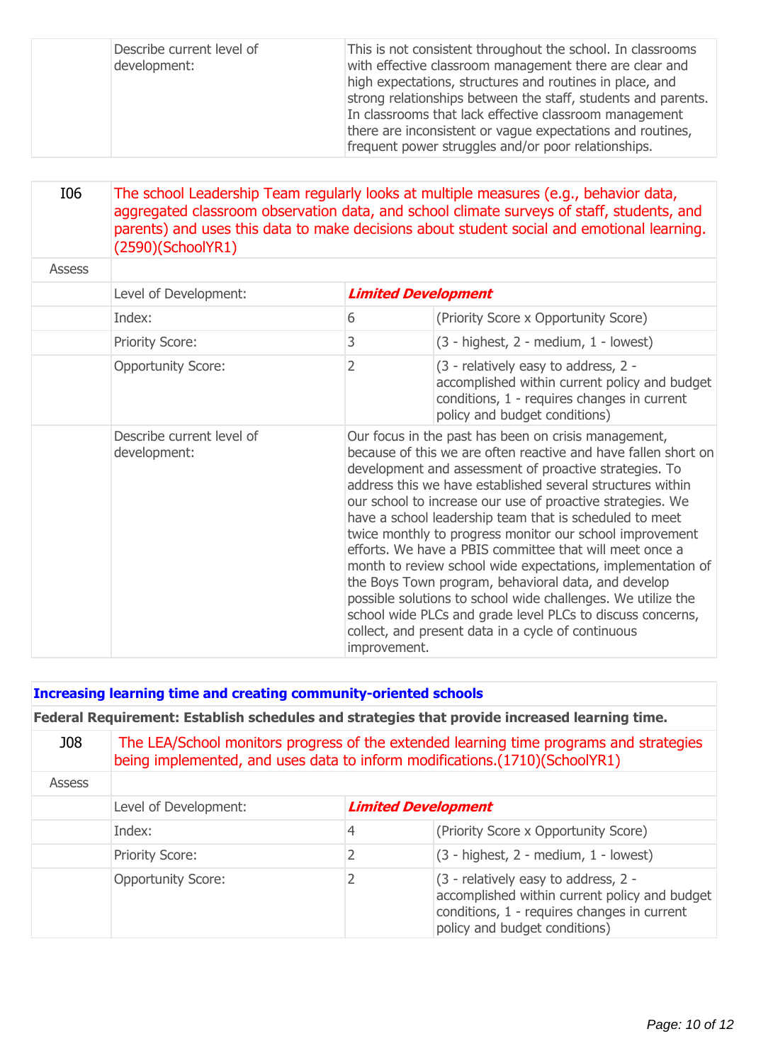| | | |
|---|---|---|
| | Describe current level of development: | This is not consistent throughout the school. In classrooms with effective classroom management there are clear and high expectations, structures and routines in place, and strong relationships between the staff, students and parents. In classrooms that lack effective classroom management there are inconsistent or vague expectations and routines, frequent power struggles and/or poor relationships. |

| I06 | The school Leadership Team regularly looks at multiple measures (e.g., behavior data, aggregated classroom observation data, and school climate surveys of staff, students, and parents) and uses this data to make decisions about student social and emotional learning.(2590)(SchoolYR1) | | |
|---|---|---|---|
| Assess | | | |
| | Level of Development: | ***Limited Development*** | |
| | Index: | 6 | (Priority Score x Opportunity Score) |
| | Priority Score: | 3 | (3 - highest, 2 - medium, 1 - lowest) |
| | Opportunity Score: | 2 | (3 - relatively easy to address, 2 - accomplished within current policy and budget conditions, 1 - requires changes in current policy and budget conditions) |
| | Describe current level of development: | Our focus in the past has been on crisis management, because of this we are often reactive and have fallen short on development and assessment of proactive strategies. To address this we have established several structures within our school to increase our use of proactive strategies. We have a school leadership team that is scheduled to meet twice monthly to progress monitor our school improvement efforts. We have a PBIS committee that will meet once a month to review school wide expectations, implementation of the Boys Town program, behavioral data, and develop possible solutions to school wide challenges. We utilize the school wide PLCs and grade level PLCs to discuss concerns, collect, and present data in a cycle of continuous improvement. | |

**Increasing learning time and creating community-oriented schools**

**Federal Requirement: Establish schedules and strategies that provide increased learning time.**

| J08 | The LEA/School monitors progress of the extended learning time programs and strategies being implemented, and uses data to inform modifications.(1710)(SchoolYR1) | | |
|---|---|---|---|
| Assess | | | |
| | Level of Development: | ***Limited Development*** | |
| | Index: | 4 | (Priority Score x Opportunity Score) |
| | Priority Score: | 2 | (3 - highest, 2 - medium, 1 - lowest) |
| | Opportunity Score: | 2 | (3 - relatively easy to address, 2 - accomplished within current policy and budget conditions, 1 - requires changes in current policy and budget conditions) |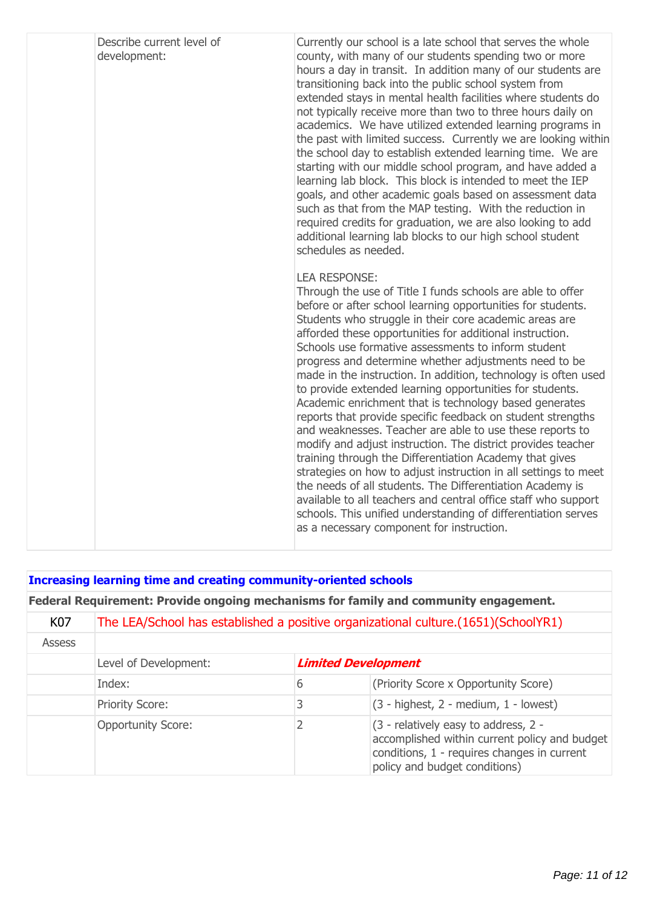| | | |
|---|---|---|
| | Describe current level of development: | Currently our school is a late school that serves the whole county, with many of our students spending two or more hours a day in transit. In addition many of our students are transitioning back into the public school system from extended stays in mental health facilities where students do not typically receive more than two to three hours daily on academics. We have utilized extended learning programs in the past with limited success. Currently we are looking within the school day to establish extended learning time. We are starting with our middle school program, and have added a learning lab block. This block is intended to meet the IEP goals, and other academic goals based on assessment data such as that from the MAP testing. With the reduction in required credits for graduation, we are also looking to add additional learning lab blocks to our high school student schedules as needed.<br><br>LEA RESPONSE:<br>Through the use of Title I funds schools are able to offer before or after school learning opportunities for students. Students who struggle in their core academic areas are afforded these opportunities for additional instruction. Schools use formative assessments to inform student progress and determine whether adjustments need to be made in the instruction. In addition, technology is often used to provide extended learning opportunities for students. Academic enrichment that is technology based generates reports that provide specific feedback on student strengths and weaknesses. Teacher are able to use these reports to modify and adjust instruction. The district provides teacher training through the Differentiation Academy that gives strategies on how to adjust instruction in all settings to meet the needs of all students. The Differentiation Academy is available to all teachers and central office staff who support schools. This unified understanding of differentiation serves as a necessary component for instruction. |

**Increasing learning time and creating community-oriented schools**

**Federal Requirement: Provide ongoing mechanisms for family and community engagement.**

| | | | |
|---|---|---|---|
| K07 | The LEA/School has established a positive organizational culture.(1651)(SchoolYR1) | | |
| Assess | | | |
| | Level of Development: | ***Limited Development*** | |
| | Index: | 6 | (Priority Score x Opportunity Score) |
| | Priority Score: | 3 | (3 - highest, 2 - medium, 1 - lowest) |
| | Opportunity Score: | 2 | (3 - relatively easy to address, 2 - accomplished within current policy and budget conditions, 1 - requires changes in current policy and budget conditions) |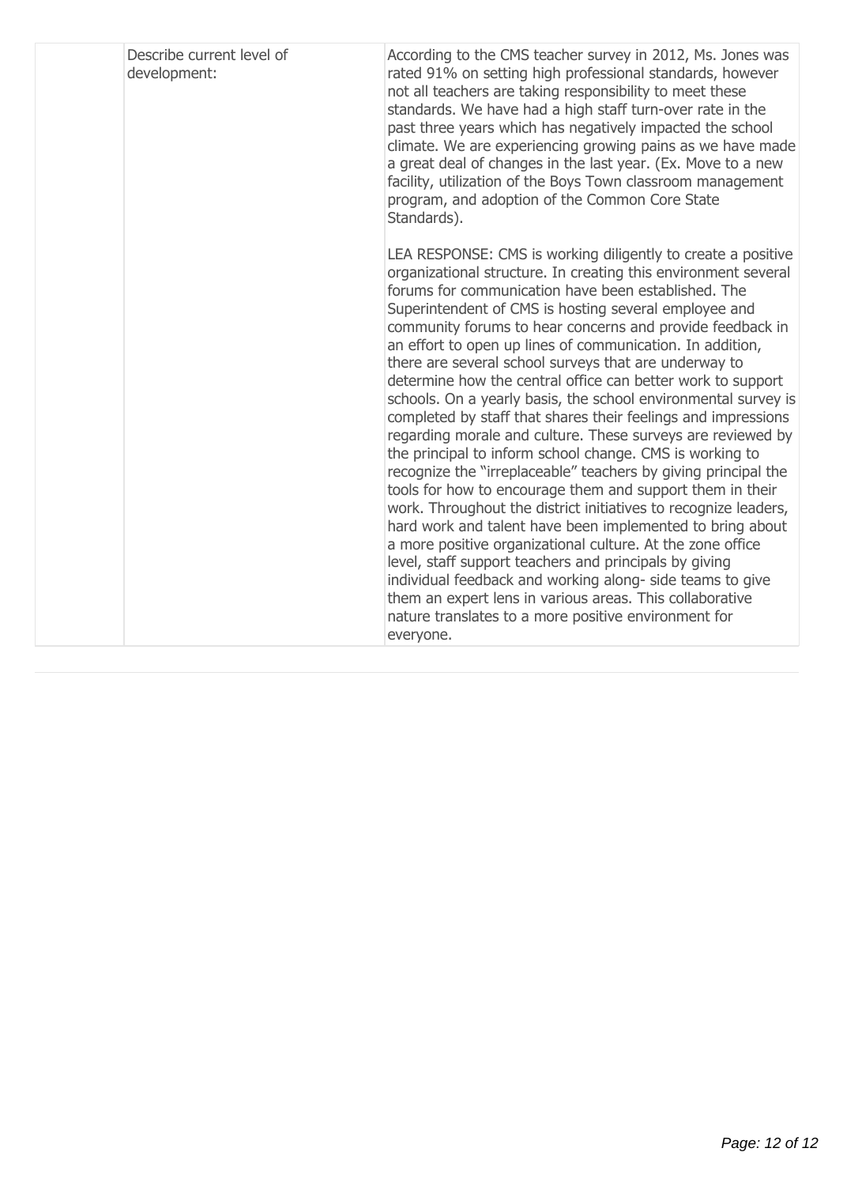| | | |
|---|---|---|
| | Describe current level of development: | According to the CMS teacher survey in 2012, Ms. Jones was rated 91% on setting high professional standards, however not all teachers are taking responsibility to meet these standards. We have had a high staff turn-over rate in the past three years which has negatively impacted the school climate. We are experiencing growing pains as we have made a great deal of changes in the last year. (Ex. Move to a new facility, utilization of the Boys Town classroom management program, and adoption of the Common Core State Standards).<br><br>LEA RESPONSE: CMS is working diligently to create a positive organizational structure. In creating this environment several forums for communication have been established. The Superintendent of CMS is hosting several employee and community forums to hear concerns and provide feedback in an effort to open up lines of communication. In addition, there are several school surveys that are underway to determine how the central office can better work to support schools. On a yearly basis, the school environmental survey is completed by staff that shares their feelings and impressions regarding morale and culture. These surveys are reviewed by the principal to inform school change. CMS is working to recognize the "irreplaceable" teachers by giving principal the tools for how to encourage them and support them in their work. Throughout the district initiatives to recognize leaders, hard work and talent have been implemented to bring about a more positive organizational culture. At the zone office level, staff support teachers and principals by giving individual feedback and working along- side teams to give them an expert lens in various areas. This collaborative nature translates to a more positive environment for everyone. |